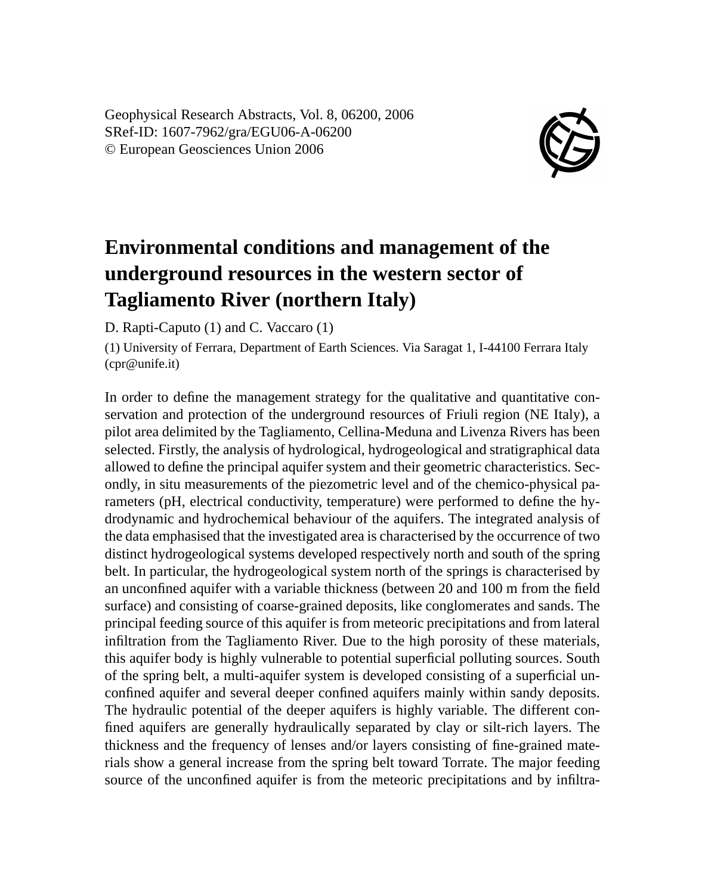Geophysical Research Abstracts, Vol. 8, 06200, 2006
SRef-ID: 1607-7962/gra/EGU06-A-06200
© European Geosciences Union 2006

# Environmental conditions and management of the underground resources in the western sector of Tagliamento River (northern Italy)

D. Rapti-Caputo (1) and C. Vaccaro (1)

(1) University of Ferrara, Department of Earth Sciences. Via Saragat 1, I-44100 Ferrara Italy (cpr@unife.it)

In order to define the management strategy for the qualitative and quantitative conservation and protection of the underground resources of Friuli region (NE Italy), a pilot area delimited by the Tagliamento, Cellina-Meduna and Livenza Rivers has been selected. Firstly, the analysis of hydrological, hydrogeological and stratigraphical data allowed to define the principal aquifer system and their geometric characteristics. Secondly, in situ measurements of the piezometric level and of the chemico-physical parameters (pH, electrical conductivity, temperature) were performed to define the hydrodynamic and hydrochemical behaviour of the aquifers. The integrated analysis of the data emphasised that the investigated area is characterised by the occurrence of two distinct hydrogeological systems developed respectively north and south of the spring belt. In particular, the hydrogeological system north of the springs is characterised by an unconfined aquifer with a variable thickness (between 20 and 100 m from the field surface) and consisting of coarse-grained deposits, like conglomerates and sands. The principal feeding source of this aquifer is from meteoric precipitations and from lateral infiltration from the Tagliamento River. Due to the high porosity of these materials, this aquifer body is highly vulnerable to potential superficial polluting sources. South of the spring belt, a multi-aquifer system is developed consisting of a superficial unconfined aquifer and several deeper confined aquifers mainly within sandy deposits. The hydraulic potential of the deeper aquifers is highly variable. The different confined aquifers are generally hydraulically separated by clay or silt-rich layers. The thickness and the frequency of lenses and/or layers consisting of fine-grained materials show a general increase from the spring belt toward Torrate. The major feeding source of the unconfined aquifer is from the meteoric precipitations and by infiltra-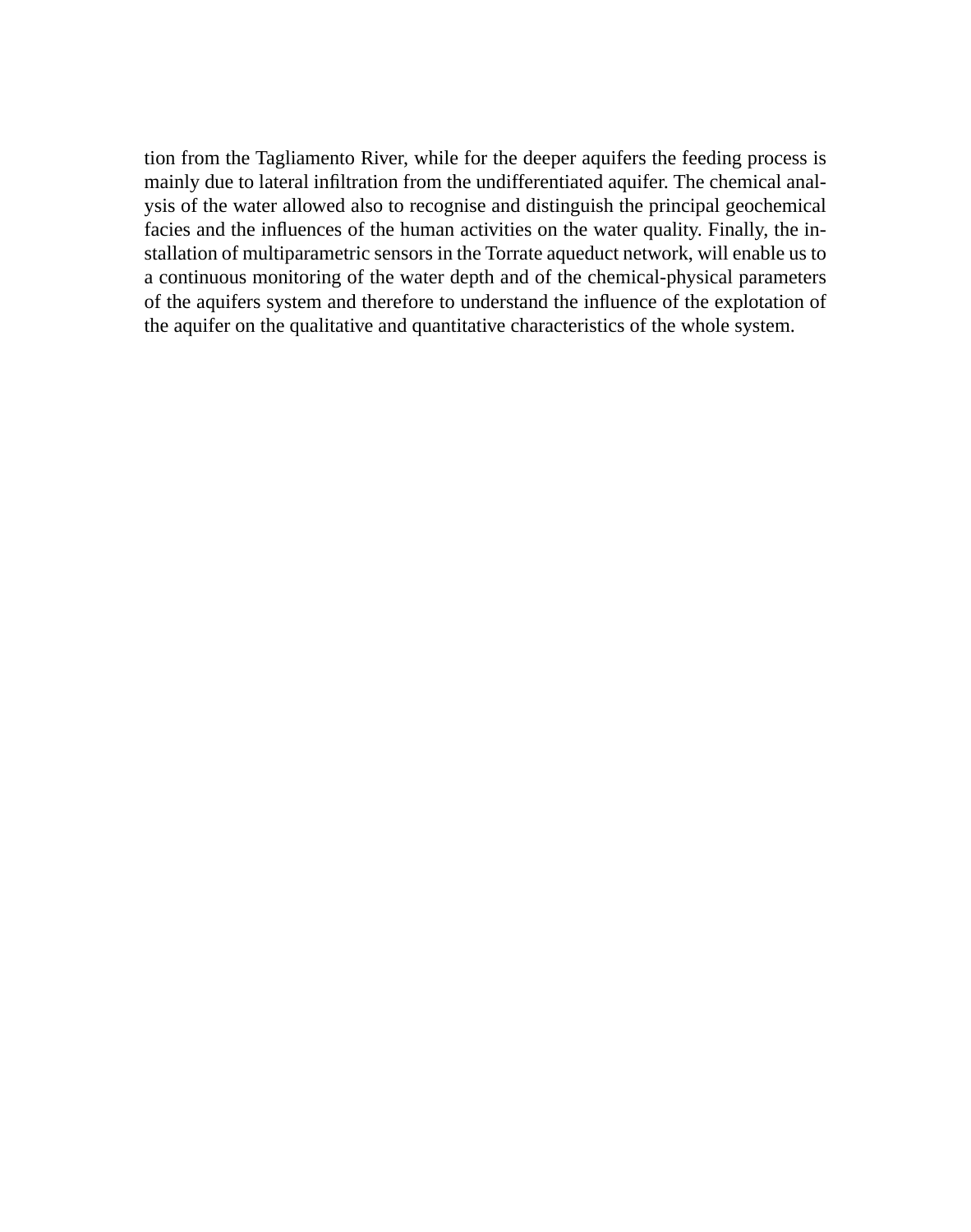tion from the Tagliamento River, while for the deeper aquifers the feeding process is mainly due to lateral infiltration from the undifferentiated aquifer. The chemical analysis of the water allowed also to recognise and distinguish the principal geochemical facies and the influences of the human activities on the water quality. Finally, the installation of multiparametric sensors in the Torrate aqueduct network, will enable us to a continuous monitoring of the water depth and of the chemical-physical parameters of the aquifers system and therefore to understand the influence of the explotation of the aquifer on the qualitative and quantitative characteristics of the whole system.